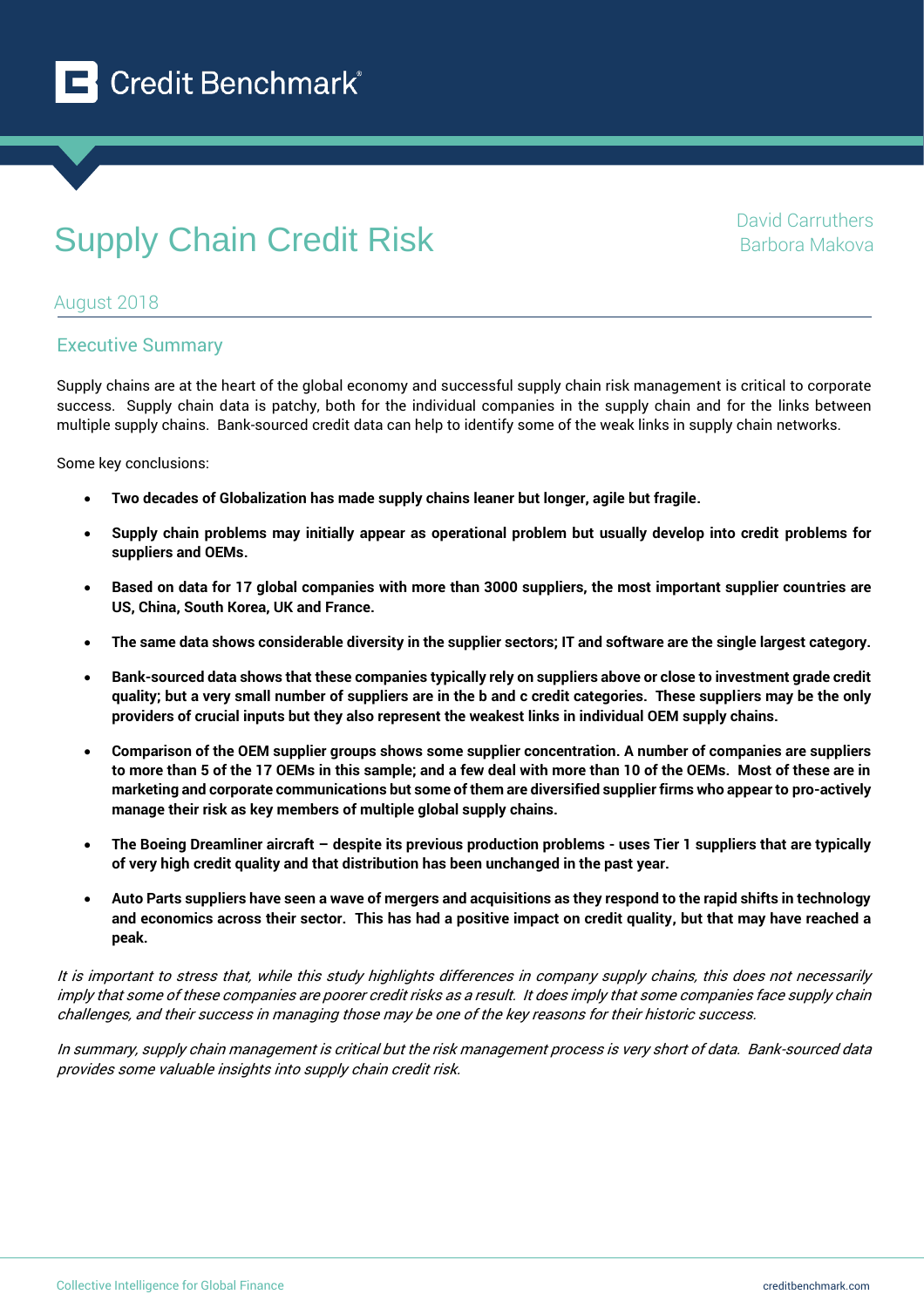Credit Benchmark

# Supply Chain Credit Risk

David Carruthers
Barbora Makova

August 2018

## Executive Summary

Supply chains are at the heart of the global economy and successful supply chain risk management is critical to corporate success. Supply chain data is patchy, both for the individual companies in the supply chain and for the links between multiple supply chains. Bank-sourced credit data can help to identify some of the weak links in supply chain networks.

Some key conclusions:

- **Two decades of Globalization has made supply chains leaner but longer, agile but fragile.**
- **Supply chain problems may initially appear as operational problem but usually develop into credit problems for suppliers and OEMs.**
- **Based on data for 17 global companies with more than 3000 suppliers, the most important supplier countries are US, China, South Korea, UK and France.**
- **The same data shows considerable diversity in the supplier sectors; IT and software are the single largest category.**
- **Bank-sourced data shows that these companies typically rely on suppliers above or close to investment grade credit quality; but a very small number of suppliers are in the b and c credit categories. These suppliers may be the only providers of crucial inputs but they also represent the weakest links in individual OEM supply chains.**
- **Comparison of the OEM supplier groups shows some supplier concentration. A number of companies are suppliers to more than 5 of the 17 OEMs in this sample; and a few deal with more than 10 of the OEMs. Most of these are in marketing and corporate communications but some of them are diversified supplier firms who appear to pro-actively manage their risk as key members of multiple global supply chains.**
- **The Boeing Dreamliner aircraft – despite its previous production problems - uses Tier 1 suppliers that are typically of very high credit quality and that distribution has been unchanged in the past year.**
- **Auto Parts suppliers have seen a wave of mergers and acquisitions as they respond to the rapid shifts in technology and economics across their sector. This has had a positive impact on credit quality, but that may have reached a peak.**

*It is important to stress that, while this study highlights differences in company supply chains, this does not necessarily imply that some of these companies are poorer credit risks as a result. It does imply that some companies face supply chain challenges, and their success in managing those may be one of the key reasons for their historic success.*

*In summary, supply chain management is critical but the risk management process is very short of data. Bank-sourced data provides some valuable insights into supply chain credit risk.*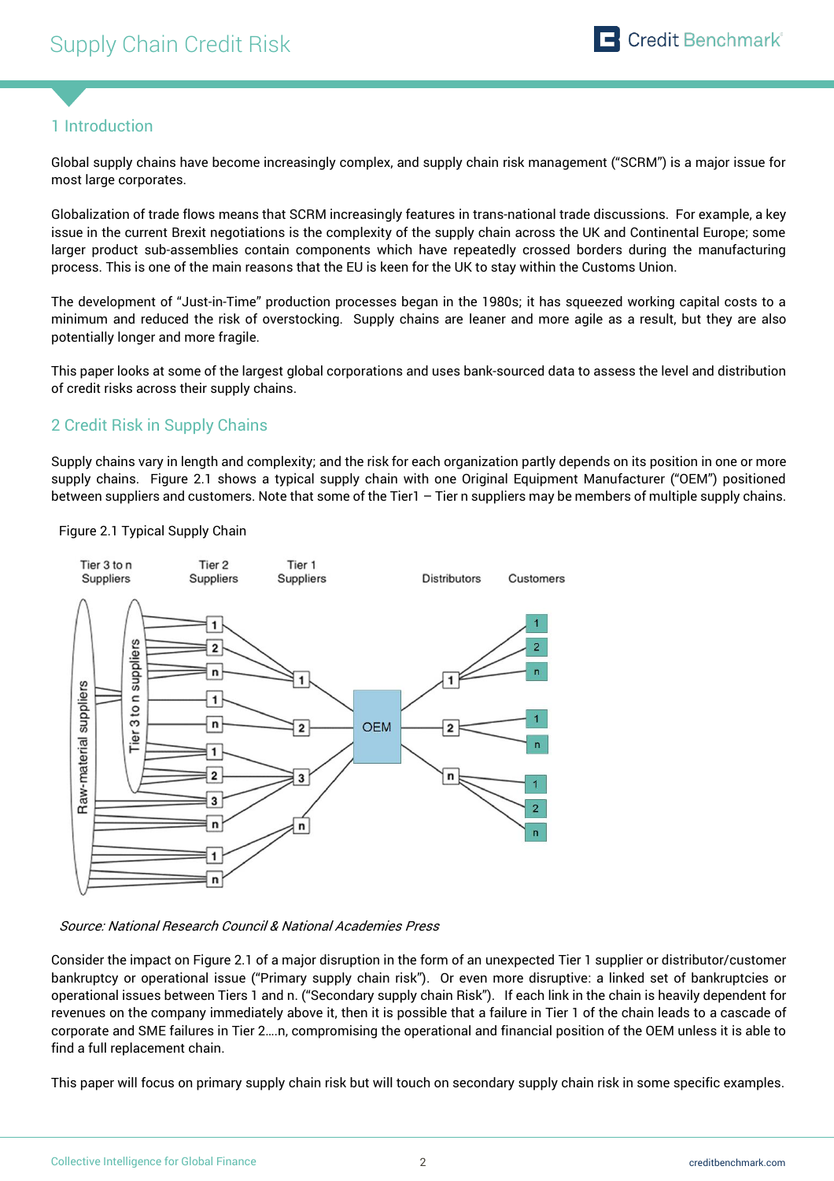## 1 Introduction

Global supply chains have become increasingly complex, and supply chain risk management ("SCRM") is a major issue for most large corporates.

Globalization of trade flows means that SCRM increasingly features in trans-national trade discussions. For example, a key issue in the current Brexit negotiations is the complexity of the supply chain across the UK and Continental Europe; some larger product sub-assemblies contain components which have repeatedly crossed borders during the manufacturing process. This is one of the main reasons that the EU is keen for the UK to stay within the Customs Union.

The development of "Just-in-Time" production processes began in the 1980s; it has squeezed working capital costs to a minimum and reduced the risk of overstocking. Supply chains are leaner and more agile as a result, but they are also potentially longer and more fragile.

This paper looks at some of the largest global corporations and uses bank-sourced data to assess the level and distribution of credit risks across their supply chains.

## 2 Credit Risk in Supply Chains

Supply chains vary in length and complexity; and the risk for each organization partly depends on its position in one or more supply chains. Figure 2.1 shows a typical supply chain with one Original Equipment Manufacturer ("OEM") positioned between suppliers and customers. Note that some of the Tier1 – Tier n suppliers may be members of multiple supply chains.

Figure 2.1 Typical Supply Chain

*Source: National Research Council & National Academies Press*

Consider the impact on Figure 2.1 of a major disruption in the form of an unexpected Tier 1 supplier or distributor/customer bankruptcy or operational issue ("Primary supply chain risk"). Or even more disruptive: a linked set of bankruptcies or operational issues between Tiers 1 and n. ("Secondary supply chain Risk"). If each link in the chain is heavily dependent for revenues on the company immediately above it, then it is possible that a failure in Tier 1 of the chain leads to a cascade of corporate and SME failures in Tier 2….n, compromising the operational and financial position of the OEM unless it is able to find a full replacement chain.

This paper will focus on primary supply chain risk but will touch on secondary supply chain risk in some specific examples.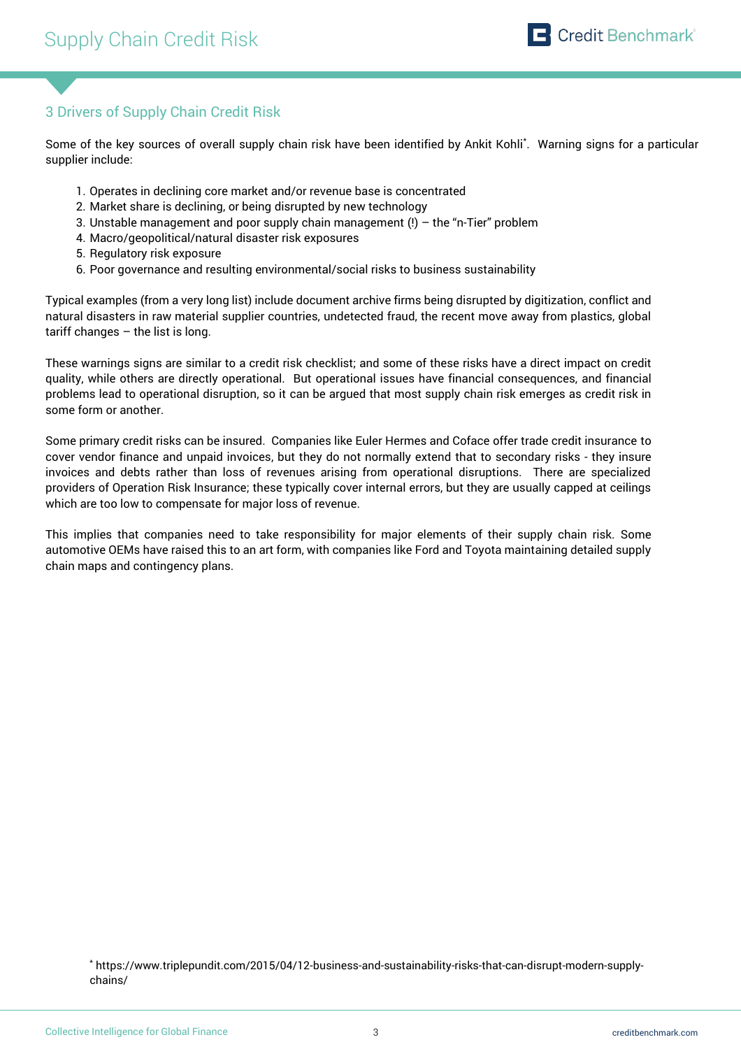## 3 Drivers of Supply Chain Credit Risk

Some of the key sources of overall supply chain risk have been identified by Ankit Kohli*. Warning signs for a particular supplier include:

1. Operates in declining core market and/or revenue base is concentrated
2. Market share is declining, or being disrupted by new technology
3. Unstable management and poor supply chain management (!) – the "n-Tier" problem
4. Macro/geopolitical/natural disaster risk exposures
5. Regulatory risk exposure
6. Poor governance and resulting environmental/social risks to business sustainability

Typical examples (from a very long list) include document archive firms being disrupted by digitization, conflict and natural disasters in raw material supplier countries, undetected fraud, the recent move away from plastics, global tariff changes – the list is long.

These warnings signs are similar to a credit risk checklist; and some of these risks have a direct impact on credit quality, while others are directly operational. But operational issues have financial consequences, and financial problems lead to operational disruption, so it can be argued that most supply chain risk emerges as credit risk in some form or another.

Some primary credit risks can be insured. Companies like Euler Hermes and Coface offer trade credit insurance to cover vendor finance and unpaid invoices, but they do not normally extend that to secondary risks - they insure invoices and debts rather than loss of revenues arising from operational disruptions. There are specialized providers of Operation Risk Insurance; these typically cover internal errors, but they are usually capped at ceilings which are too low to compensate for major loss of revenue.

This implies that companies need to take responsibility for major elements of their supply chain risk. Some automotive OEMs have raised this to an art form, with companies like Ford and Toyota maintaining detailed supply chain maps and contingency plans.

* https://www.triplepundit.com/2015/04/12-business-and-sustainability-risks-that-can-disrupt-modern-supply-chains/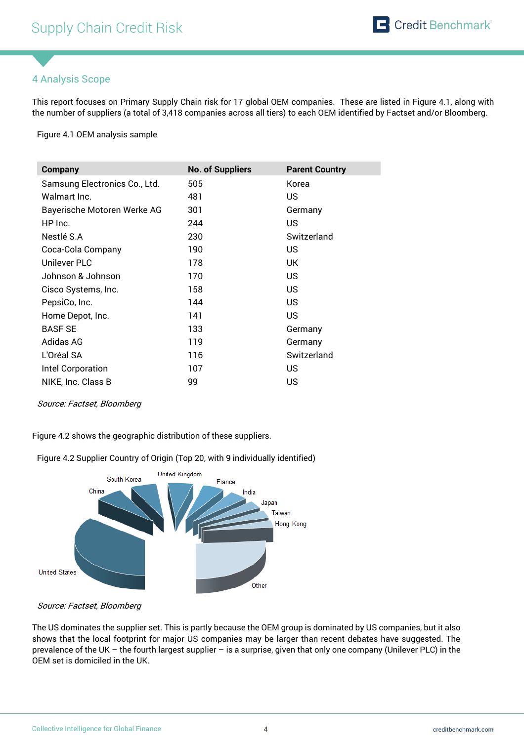## 4 Analysis Scope

This report focuses on Primary Supply Chain risk for 17 global OEM companies. These are listed in Figure 4.1, along with the number of suppliers (a total of 3,418 companies across all tiers) to each OEM identified by Factset and/or Bloomberg.

Figure 4.1 OEM analysis sample

| Company | No. of Suppliers | Parent Country |
|---|---|---|
| Samsung Electronics Co., Ltd. | 505 | Korea |
| Walmart Inc. | 481 | US |
| Bayerische Motoren Werke AG | 301 | Germany |
| HP Inc. | 244 | US |
| Nestlé S.A | 230 | Switzerland |
| Coca-Cola Company | 190 | US |
| Unilever PLC | 178 | UK |
| Johnson & Johnson | 170 | US |
| Cisco Systems, Inc. | 158 | US |
| PepsiCo, Inc. | 144 | US |
| Home Depot, Inc. | 141 | US |
| BASF SE | 133 | Germany |
| Adidas AG | 119 | Germany |
| L'Oréal SA | 116 | Switzerland |
| Intel Corporation | 107 | US |
| NIKE, Inc. Class B | 99 | US |

*Source: Factset, Bloomberg*

Figure 4.2 shows the geographic distribution of these suppliers.

Figure 4.2 Supplier Country of Origin (Top 20, with 9 individually identified)

*Source: Factset, Bloomberg*

The US dominates the supplier set. This is partly because the OEM group is dominated by US companies, but it also shows that the local footprint for major US companies may be larger than recent debates have suggested. The prevalence of the UK – the fourth largest supplier – is a surprise, given that only one company (Unilever PLC) in the OEM set is domiciled in the UK.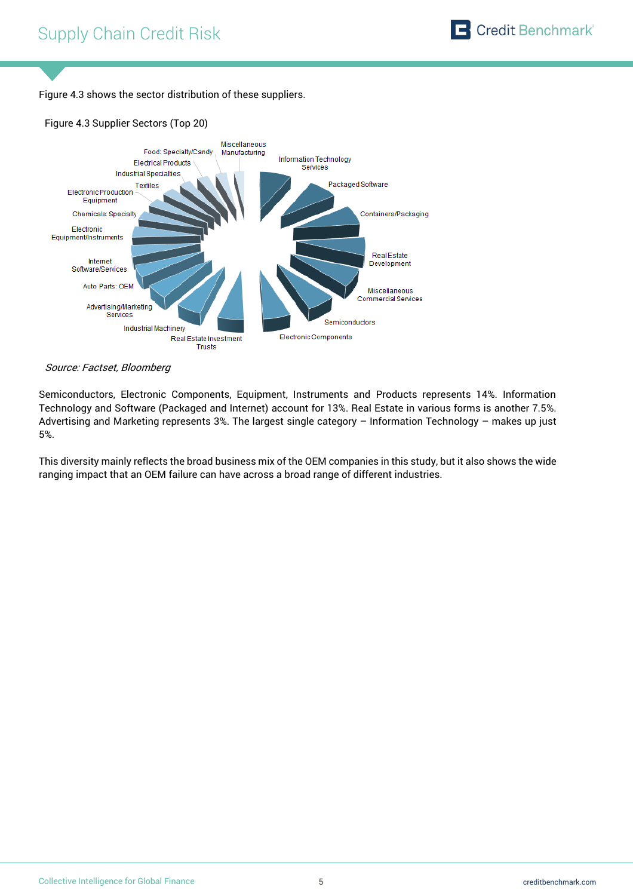Figure 4.3 shows the sector distribution of these suppliers.

Figure 4.3 Supplier Sectors (Top 20)

Source: Factset, Bloomberg

Semiconductors, Electronic Components, Equipment, Instruments and Products represents 14%. Information Technology and Software (Packaged and Internet) account for 13%. Real Estate in various forms is another 7.5%. Advertising and Marketing represents 3%. The largest single category – Information Technology – makes up just 5%.

This diversity mainly reflects the broad business mix of the OEM companies in this study, but it also shows the wide ranging impact that an OEM failure can have across a broad range of different industries.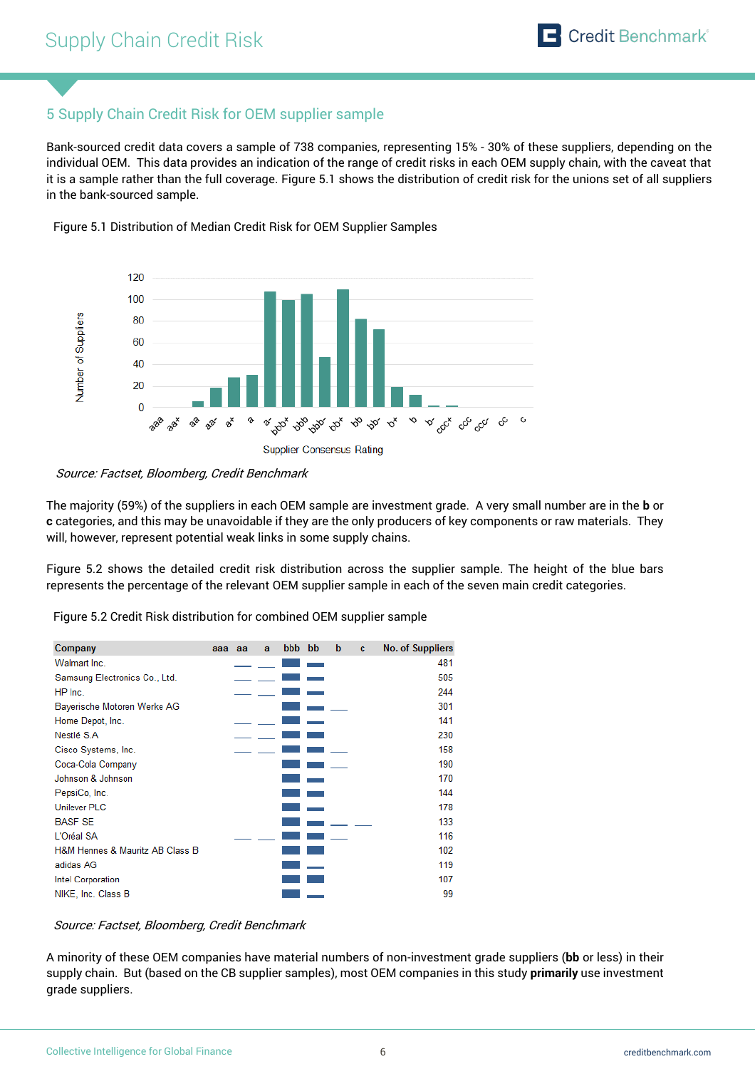## 5 Supply Chain Credit Risk for OEM supplier sample

Bank-sourced credit data covers a sample of 738 companies, representing 15% - 30% of these suppliers, depending on the individual OEM. This data provides an indication of the range of credit risks in each OEM supply chain, with the caveat that it is a sample rather than the full coverage. Figure 5.1 shows the distribution of credit risk for the unions set of all suppliers in the bank-sourced sample.

Figure 5.1 Distribution of Median Credit Risk for OEM Supplier Samples

*Source: Factset, Bloomberg, Credit Benchmark*

The majority (59%) of the suppliers in each OEM sample are investment grade. A very small number are in the **b** or **c** categories, and this may be unavoidable if they are the only producers of key components or raw materials. They will, however, represent potential weak links in some supply chains.

Figure 5.2 shows the detailed credit risk distribution across the supplier sample. The height of the blue bars represents the percentage of the relevant OEM supplier sample in each of the seven main credit categories.

Figure 5.2 Credit Risk distribution for combined OEM supplier sample

| Company | aaa | aa | a | bbb | bb | b | c | No. of Suppliers |
|---|---|---|---|---|---|---|---|---|
| Walmart Inc. | | | | | | | | 481 |
| Samsung Electronics Co., Ltd. | | | | | | | | 505 |
| HP Inc. | | | | | | | | 244 |
| Bayerische Motoren Werke AG | | | | | | | | 301 |
| Home Depot, Inc. | | | | | | | | 141 |
| Nestlé S.A | | | | | | | | 230 |
| Cisco Systems, Inc. | | | | | | | | 158 |
| Coca-Cola Company | | | | | | | | 190 |
| Johnson & Johnson | | | | | | | | 170 |
| PepsiCo, Inc. | | | | | | | | 144 |
| Unilever PLC | | | | | | | | 178 |
| BASF SE | | | | | | | | 133 |
| L'Oréal SA | | | | | | | | 116 |
| H&M Hennes & Mauritz AB Class B | | | | | | | | 102 |
| adidas AG | | | | | | | | 119 |
| Intel Corporation | | | | | | | | 107 |
| NIKE, Inc. Class B | | | | | | | | 99 |

*Source: Factset, Bloomberg, Credit Benchmark*

A minority of these OEM companies have material numbers of non-investment grade suppliers (**bb** or less) in their supply chain. But (based on the CB supplier samples), most OEM companies in this study **primarily** use investment grade suppliers.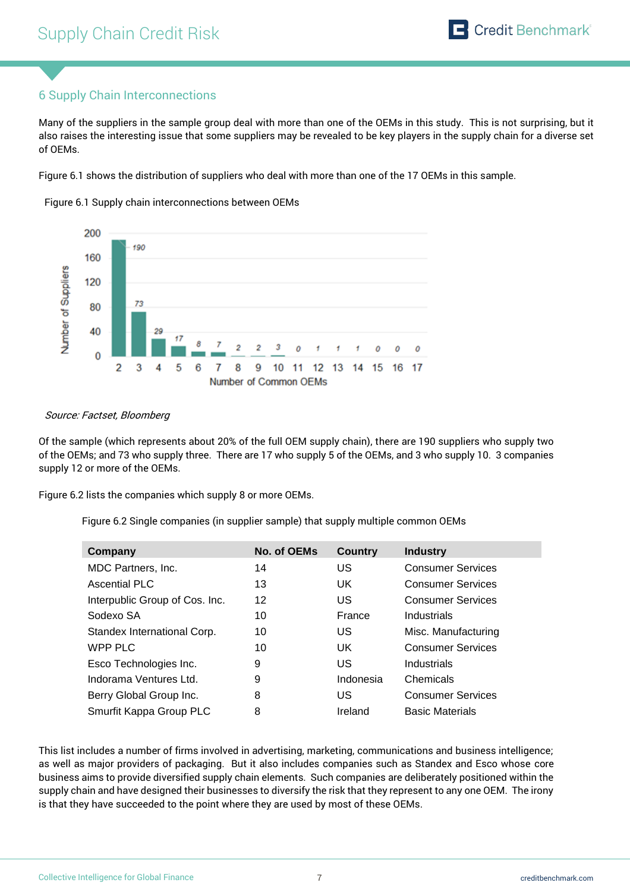## 6 Supply Chain Interconnections

Many of the suppliers in the sample group deal with more than one of the OEMs in this study. This is not surprising, but it also raises the interesting issue that some suppliers may be revealed to be key players in the supply chain for a diverse set of OEMs.

Figure 6.1 shows the distribution of suppliers who deal with more than one of the 17 OEMs in this sample.

Figure 6.1 Supply chain interconnections between OEMs

*Source: Factset, Bloomberg*

Of the sample (which represents about 20% of the full OEM supply chain), there are 190 suppliers who supply two of the OEMs; and 73 who supply three. There are 17 who supply 5 of the OEMs, and 3 who supply 10. 3 companies supply 12 or more of the OEMs.

Figure 6.2 lists the companies which supply 8 or more OEMs.

Figure 6.2 Single companies (in supplier sample) that supply multiple common OEMs

| Company | No. of OEMs | Country | Industry |
|---|---|---|---|
| MDC Partners, Inc. | 14 | US | Consumer Services |
| Ascential PLC | 13 | UK | Consumer Services |
| Interpublic Group of Cos. Inc. | 12 | US | Consumer Services |
| Sodexo SA | 10 | France | Industrials |
| Standex International Corp. | 10 | US | Misc. Manufacturing |
| WPP PLC | 10 | UK | Consumer Services |
| Esco Technologies Inc. | 9 | US | Industrials |
| Indorama Ventures Ltd. | 9 | Indonesia | Chemicals |
| Berry Global Group Inc. | 8 | US | Consumer Services |
| Smurfit Kappa Group PLC | 8 | Ireland | Basic Materials |

This list includes a number of firms involved in advertising, marketing, communications and business intelligence; as well as major providers of packaging. But it also includes companies such as Standex and Esco whose core business aims to provide diversified supply chain elements. Such companies are deliberately positioned within the supply chain and have designed their businesses to diversify the risk that they represent to any one OEM. The irony is that they have succeeded to the point where they are used by most of these OEMs.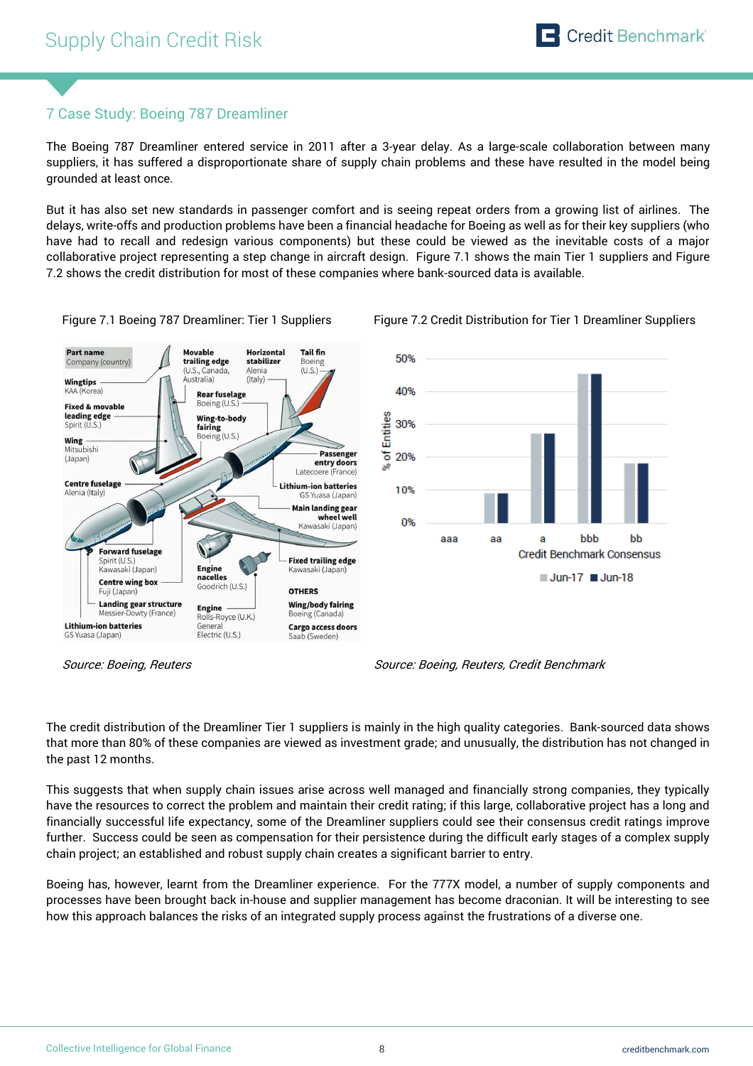## 7 Case Study: Boeing 787 Dreamliner

The Boeing 787 Dreamliner entered service in 2011 after a 3-year delay. As a large-scale collaboration between many suppliers, it has suffered a disproportionate share of supply chain problems and these have resulted in the model being grounded at least once.

But it has also set new standards in passenger comfort and is seeing repeat orders from a growing list of airlines. The delays, write-offs and production problems have been a financial headache for Boeing as well as for their key suppliers (who have had to recall and redesign various components) but these could be viewed as the inevitable costs of a major collaborative project representing a step change in aircraft design. Figure 7.1 shows the main Tier 1 suppliers and Figure 7.2 shows the credit distribution for most of these companies where bank-sourced data is available.

Figure 7.1 Boeing 787 Dreamliner: Tier 1 Suppliers

| Part name | Company (country) |
| --- | --- |
| Wingtips | KAA (Korea) |
| Fixed & movable leading edge | Spirit (U.S.) |
| Wing | Mitsubishi (Japan) |
| Centre fuselage | Alenia (Italy) |
| Forward fuselage | Spirit (U.S.), Kawasaki (Japan) |
| Centre wing box | Fuji (Japan) |
| Landing gear structure | Messier-Dowty (France) |
| Lithium-ion batteries | GS Yuasa (Japan) |
| Movable trailing edge | (U.S., Canada, Australia) |
| Horizontal stabilizer | Alenia (Italy) |
| Tail fin | Boeing (U.S.) |
| Rear fuselage | Boeing (U.S.) |
| Wing-to-body fairing | Boeing (U.S.) |
| Passenger entry doors | Latecoere (France) |
| Lithium-ion batteries | GS Yuasa (Japan) |
| Main landing gear wheel well | Kawasaki (Japan) |
| Engine nacelles | Goodrich (U.S.) |
| Engine | Rolls-Royce (U.K.), General Electric (U.S.) |
| Fixed trailing edge | Kawasaki (Japan) |
| OTHERS | |
| Wing/body fairing | Boeing (Canada) |
| Cargo access doors | Saab (Sweden) |

*Source: Boeing, Reuters*

Figure 7.2 Credit Distribution for Tier 1 Dreamliner Suppliers

| Credit Benchmark Consensus | Jun-17 | Jun-18 |
| --- | --- | --- |
| aaa | 0% | 0% |
| aa | 9% | 9% |
| a | 27% | 27% |
| bbb | 45% | 45% |
| bb | 18% | 18% |

*Source: Boeing, Reuters, Credit Benchmark*

The credit distribution of the Dreamliner Tier 1 suppliers is mainly in the high quality categories. Bank-sourced data shows that more than 80% of these companies are viewed as investment grade; and unusually, the distribution has not changed in the past 12 months.

This suggests that when supply chain issues arise across well managed and financially strong companies, they typically have the resources to correct the problem and maintain their credit rating; if this large, collaborative project has a long and financially successful life expectancy, some of the Dreamliner suppliers could see their consensus credit ratings improve further. Success could be seen as compensation for their persistence during the difficult early stages of a complex supply chain project; an established and robust supply chain creates a significant barrier to entry.

Boeing has, however, learnt from the Dreamliner experience. For the 777X model, a number of supply components and processes have been brought back in-house and supplier management has become draconian. It will be interesting to see how this approach balances the risks of an integrated supply process against the frustrations of a diverse one.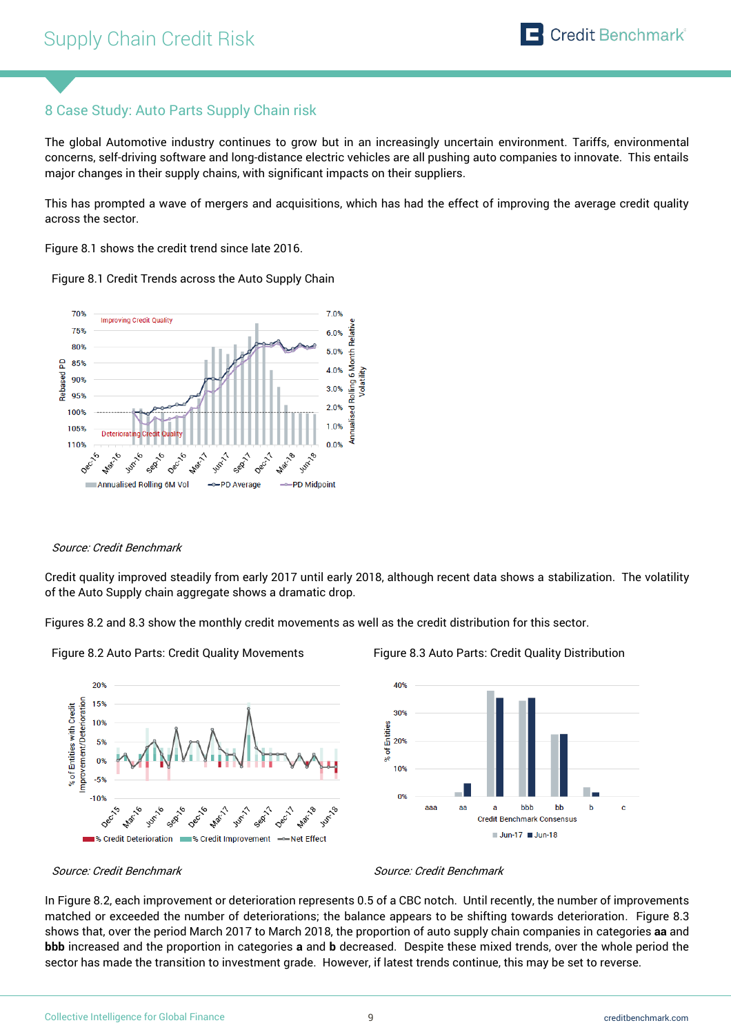## 8 Case Study: Auto Parts Supply Chain risk

The global Automotive industry continues to grow but in an increasingly uncertain environment. Tariffs, environmental concerns, self-driving software and long-distance electric vehicles are all pushing auto companies to innovate. This entails major changes in their supply chains, with significant impacts on their suppliers.

This has prompted a wave of mergers and acquisitions, which has had the effect of improving the average credit quality across the sector.

Figure 8.1 shows the credit trend since late 2016.

Figure 8.1 Credit Trends across the Auto Supply Chain

*Source: Credit Benchmark*

Credit quality improved steadily from early 2017 until early 2018, although recent data shows a stabilization. The volatility of the Auto Supply chain aggregate shows a dramatic drop.

Figures 8.2 and 8.3 show the monthly credit movements as well as the credit distribution for this sector.

Figure 8.2 Auto Parts: Credit Quality Movements

*Source: Credit Benchmark*

Figure 8.3 Auto Parts: Credit Quality Distribution

*Source: Credit Benchmark*

In Figure 8.2, each improvement or deterioration represents 0.5 of a CBC notch. Until recently, the number of improvements matched or exceeded the number of deteriorations; the balance appears to be shifting towards deterioration. Figure 8.3 shows that, over the period March 2017 to March 2018, the proportion of auto supply chain companies in categories **aa** and **bbb** increased and the proportion in categories **a** and **b** decreased. Despite these mixed trends, over the whole period the sector has made the transition to investment grade. However, if latest trends continue, this may be set to reverse.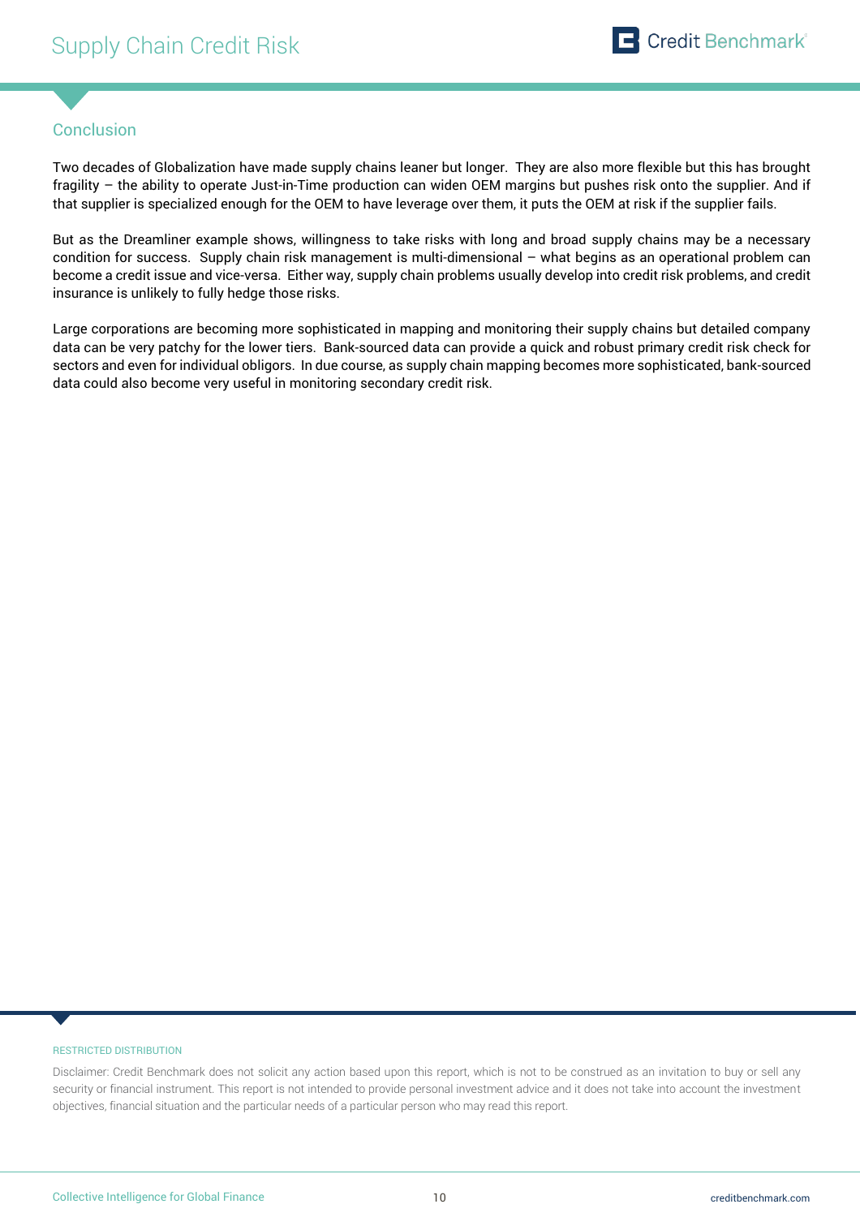## Conclusion

Two decades of Globalization have made supply chains leaner but longer. They are also more flexible but this has brought fragility – the ability to operate Just-in-Time production can widen OEM margins but pushes risk onto the supplier. And if that supplier is specialized enough for the OEM to have leverage over them, it puts the OEM at risk if the supplier fails.

But as the Dreamliner example shows, willingness to take risks with long and broad supply chains may be a necessary condition for success. Supply chain risk management is multi-dimensional – what begins as an operational problem can become a credit issue and vice-versa. Either way, supply chain problems usually develop into credit risk problems, and credit insurance is unlikely to fully hedge those risks.

Large corporations are becoming more sophisticated in mapping and monitoring their supply chains but detailed company data can be very patchy for the lower tiers. Bank-sourced data can provide a quick and robust primary credit risk check for sectors and even for individual obligors. In due course, as supply chain mapping becomes more sophisticated, bank-sourced data could also become very useful in monitoring secondary credit risk.

RESTRICTED DISTRIBUTION

Disclaimer: Credit Benchmark does not solicit any action based upon this report, which is not to be construed as an invitation to buy or sell any security or financial instrument. This report is not intended to provide personal investment advice and it does not take into account the investment objectives, financial situation and the particular needs of a particular person who may read this report.